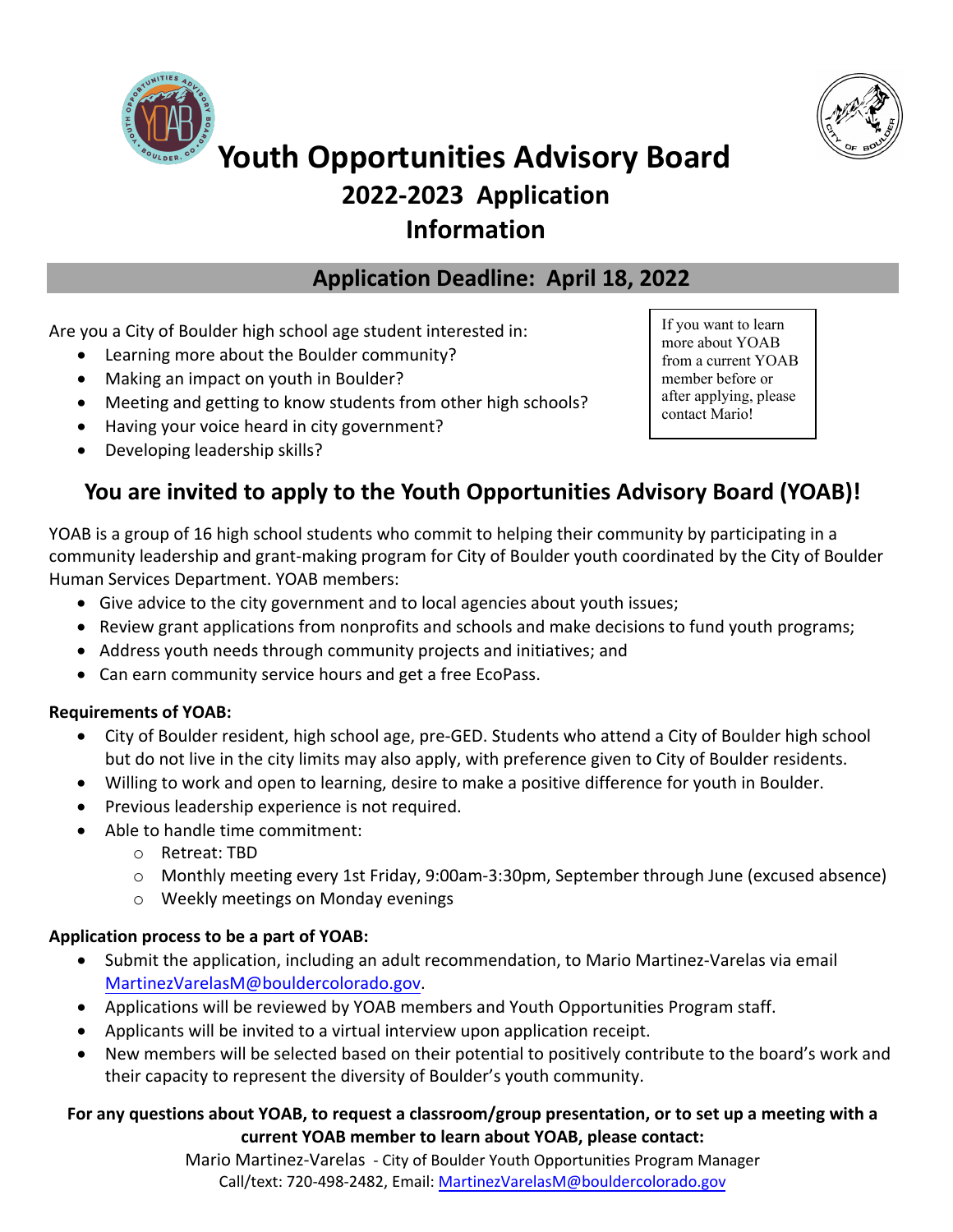# Youth Opportunities Advisory Board

## 2022-2023 Application Information

## Application Deadline: April 18, 2022

If you want to learn more about YOAB from a current YOAB member before or after applying, please contact Mario!

Are you a City of Boulder high school age student interested in:

- Learning more about the Boulder community?
- Making an impact on youth in Boulder?
- Meeting and getting to know students from other high schools?
- Having your voice heard in city government?
- Developing leadership skills?

## You are invited to apply to the Youth Opportunities Advisory Board (YOAB)!

YOAB is a group of 16 high school students who commit to helping their community by participating in a community leadership and grant-making program for City of Boulder youth coordinated by the City of Boulder Human Services Department. YOAB members:

- Give advice to the city government and to local agencies about youth issues;
- Review grant applications from nonprofits and schools and make decisions to fund youth programs;
- Address youth needs through community projects and initiatives; and
- Can earn community service hours and get a free EcoPass.

**Requirements of YOAB:**

- City of Boulder resident, high school age, pre-GED. Students who attend a City of Boulder high school but do not live in the city limits may also apply, with preference given to City of Boulder residents.
- Willing to work and open to learning, desire to make a positive difference for youth in Boulder.
- Previous leadership experience is not required.
- Able to handle time commitment:
  - Retreat: TBD
  - Monthly meeting every 1st Friday, 9:00am-3:30pm, September through June (excused absence)
  - Weekly meetings on Monday evenings

**Application process to be a part of YOAB:**

- Submit the application, including an adult recommendation, to Mario Martinez-Varelas via email MartinezVarelasM@bouldercolorado.gov.
- Applications will be reviewed by YOAB members and Youth Opportunities Program staff.
- Applicants will be invited to a virtual interview upon application receipt.
- New members will be selected based on their potential to positively contribute to the board's work and their capacity to represent the diversity of Boulder's youth community.

**For any questions about YOAB, to request a classroom/group presentation, or to set up a meeting with a current YOAB member to learn about YOAB, please contact:**

Mario Martinez-Varelas - City of Boulder Youth Opportunities Program Manager
Call/text: 720-498-2482, Email: MartinezVarelasM@bouldercolorado.gov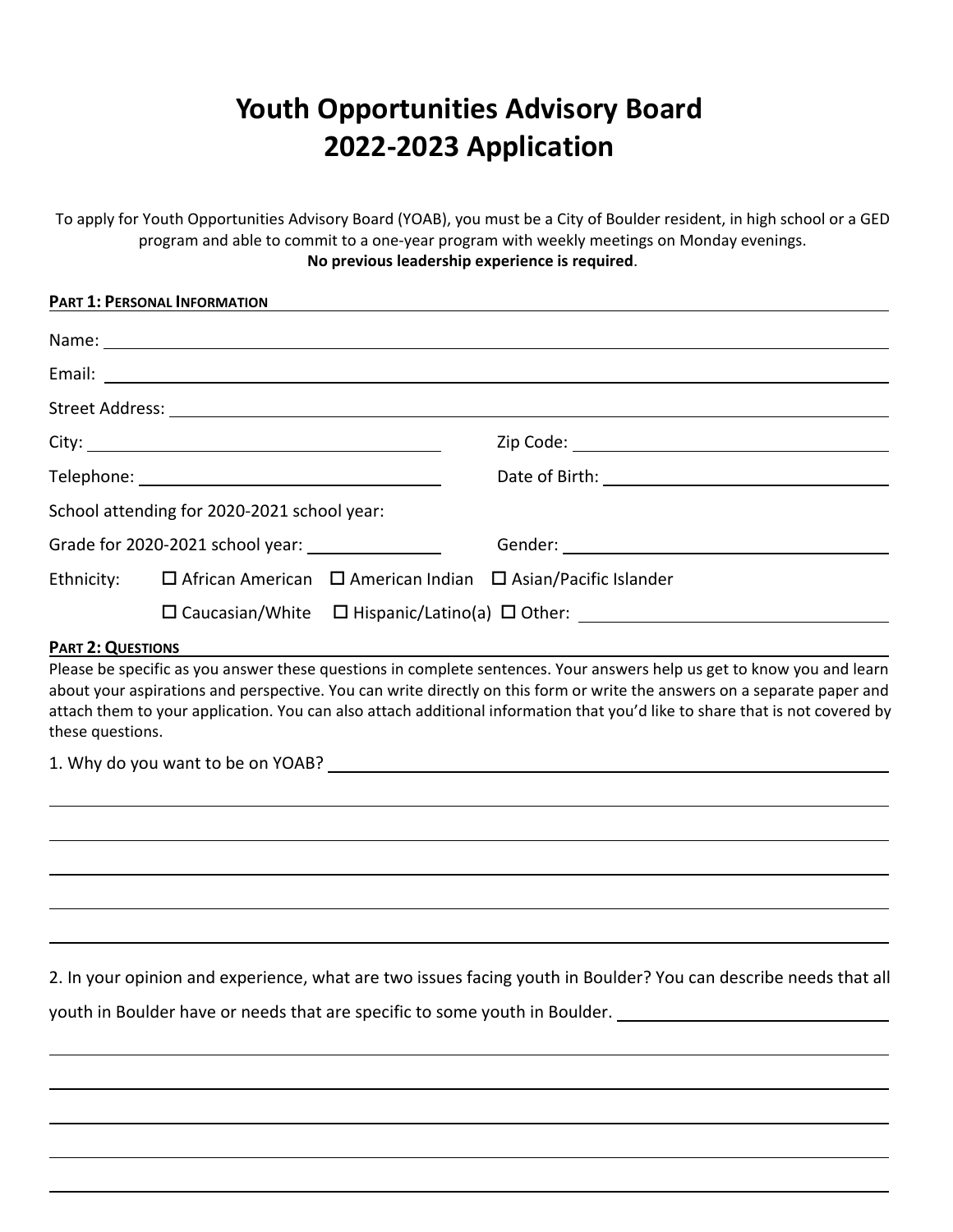# Youth Opportunities Advisory Board 2022-2023 Application

To apply for Youth Opportunities Advisory Board (YOAB), you must be a City of Boulder resident, in high school or a GED program and able to commit to a one-year program with weekly meetings on Monday evenings.
**No previous leadership experience is required**.

## PART 1: PERSONAL INFORMATION

Name: ______________________________

Email: ______________________________

Street Address: ______________________________

City: ____________________ Zip Code: ____________________

Telephone: ____________________ Date of Birth: ____________________

School attending for 2020-2021 school year:

Grade for 2020-2021 school year: __________ Gender: ____________________

Ethnicity: ☐ African American ☐ American Indian ☐ Asian/Pacific Islander
☐ Caucasian/White ☐ Hispanic/Latino(a) ☐ Other: ____________________

## PART 2: QUESTIONS

Please be specific as you answer these questions in complete sentences. Your answers help us get to know you and learn about your aspirations and perspective. You can write directly on this form or write the answers on a separate paper and attach them to your application. You can also attach additional information that you'd like to share that is not covered by these questions.

1. Why do you want to be on YOAB? ______________________________

2. In your opinion and experience, what are two issues facing youth in Boulder? You can describe needs that all youth in Boulder have or needs that are specific to some youth in Boulder. ______________________________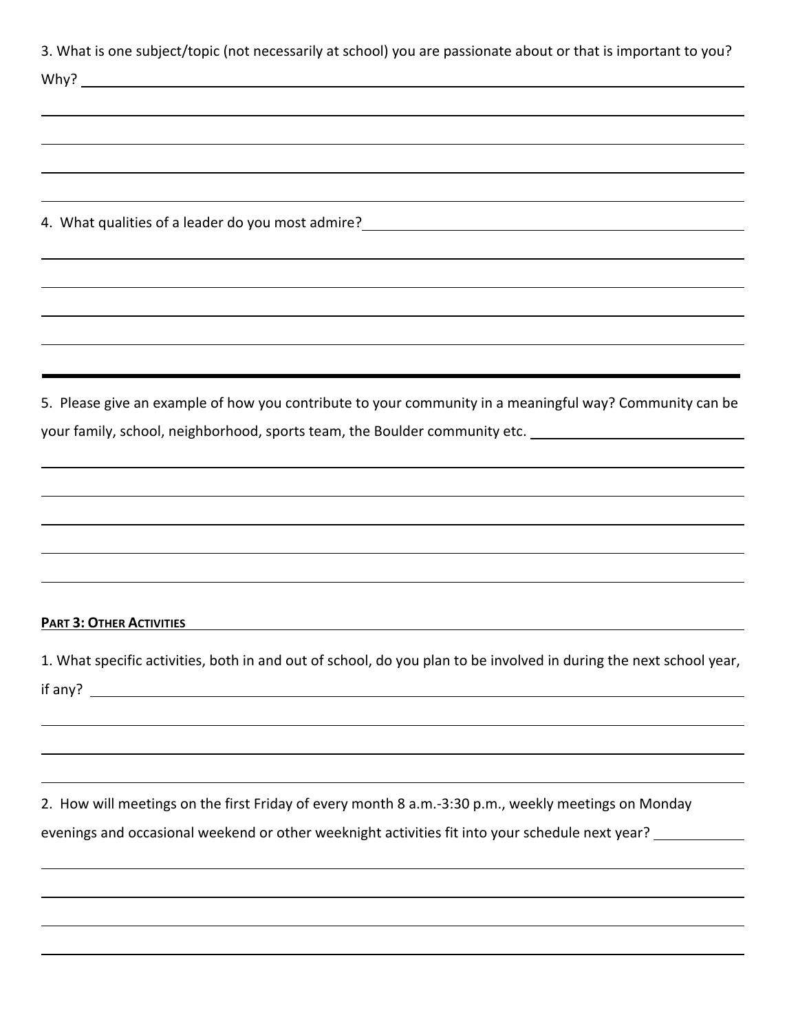3. What is one subject/topic (not necessarily at school) you are passionate about or that is important to you? Why?

4. What qualities of a leader do you most admire?

---

5. Please give an example of how you contribute to your community in a meaningful way? Community can be your family, school, neighborhood, sports team, the Boulder community etc.

## PART 3: OTHER ACTIVITIES

1. What specific activities, both in and out of school, do you plan to be involved in during the next school year, if any?

2. How will meetings on the first Friday of every month 8 a.m.-3:30 p.m., weekly meetings on Monday evenings and occasional weekend or other weeknight activities fit into your schedule next year?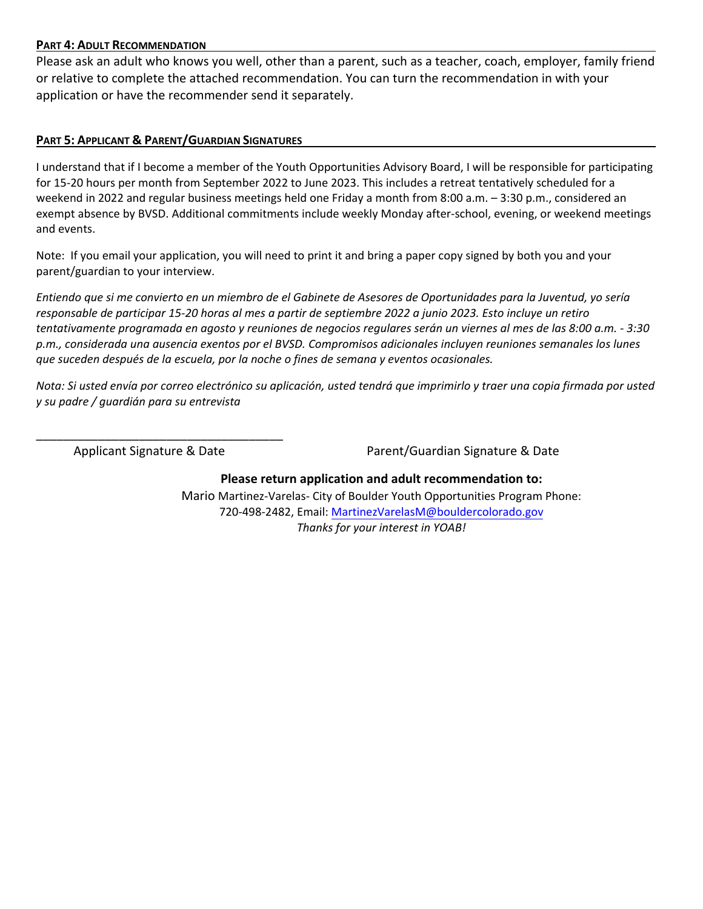### PART 4: ADULT RECOMMENDATION

Please ask an adult who knows you well, other than a parent, such as a teacher, coach, employer, family friend or relative to complete the attached recommendation. You can turn the recommendation in with your application or have the recommender send it separately.

### PART 5: APPLICANT & PARENT/GUARDIAN SIGNATURES

I understand that if I become a member of the Youth Opportunities Advisory Board, I will be responsible for participating for 15-20 hours per month from September 2022 to June 2023. This includes a retreat tentatively scheduled for a weekend in 2022 and regular business meetings held one Friday a month from 8:00 a.m. – 3:30 p.m., considered an exempt absence by BVSD. Additional commitments include weekly Monday after-school, evening, or weekend meetings and events.

Note: If you email your application, you will need to print it and bring a paper copy signed by both you and your parent/guardian to your interview.

*Entiendo que si me convierto en un miembro de el Gabinete de Asesores de Oportunidades para la Juventud, yo sería responsable de participar 15-20 horas al mes a partir de septiembre 2022 a junio 2023. Esto incluye un retiro tentativamente programada en agosto y reuniones de negocios regulares serán un viernes al mes de las 8:00 a.m. - 3:30 p.m., considerada una ausencia exentos por el BVSD. Compromisos adicionales incluyen reuniones semanales los lunes que suceden después de la escuela, por la noche o fines de semana y eventos ocasionales.*

*Nota: Si usted envía por correo electrónico su aplicación, usted tendrá que imprimirlo y traer una copia firmada por usted y su padre / guardián para su entrevista*

_____________________________________

Applicant Signature & Date                    Parent/Guardian Signature & Date

**Please return application and adult recommendation to:**

Mario Martinez-Varelas- City of Boulder Youth Opportunities Program Phone: 720-498-2482, Email: MartinezVarelasM@bouldercolorado.gov

*Thanks for your interest in YOAB!*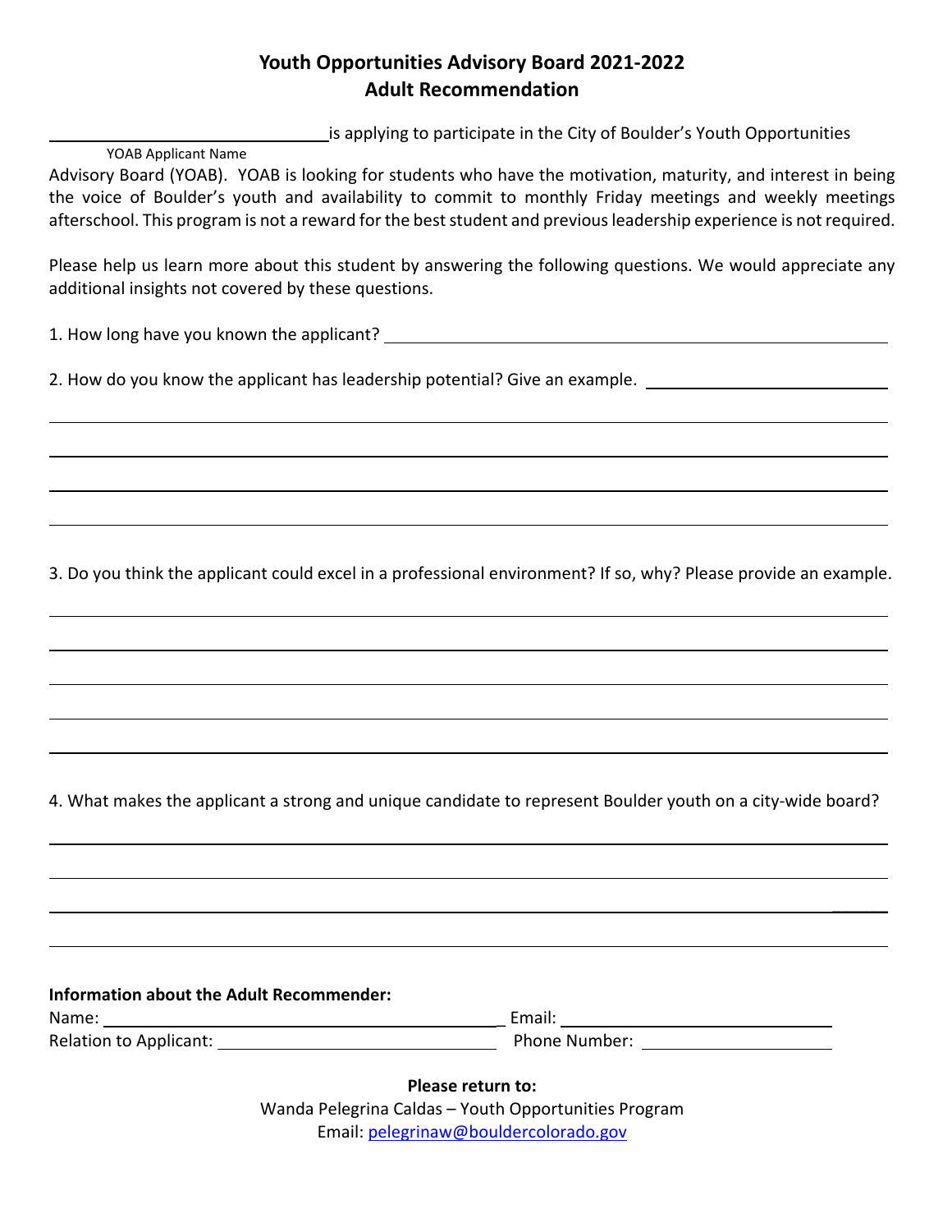# Youth Opportunities Advisory Board 2021-2022
## Adult Recommendation

______________________________ is applying to participate in the City of Boulder's Youth Opportunities
YOAB Applicant Name

Advisory Board (YOAB). YOAB is looking for students who have the motivation, maturity, and interest in being the voice of Boulder's youth and availability to commit to monthly Friday meetings and weekly meetings afterschool. This program is not a reward for the best student and previous leadership experience is not required.

Please help us learn more about this student by answering the following questions. We would appreciate any additional insights not covered by these questions.

1. How long have you known the applicant? ______________________________

2. How do you know the applicant has leadership potential? Give an example. ______________________________

3. Do you think the applicant could excel in a professional environment? If so, why? Please provide an example.

4. What makes the applicant a strong and unique candidate to represent Boulder youth on a city-wide board?

**Information about the Adult Recommender:**

Name: ______________________________ Email: ______________________________

Relation to Applicant: ______________________________ Phone Number: ______________________________

**Please return to:**

Wanda Pelegrina Caldas – Youth Opportunities Program

Email: pelegrinaw@bouldercolorado.gov